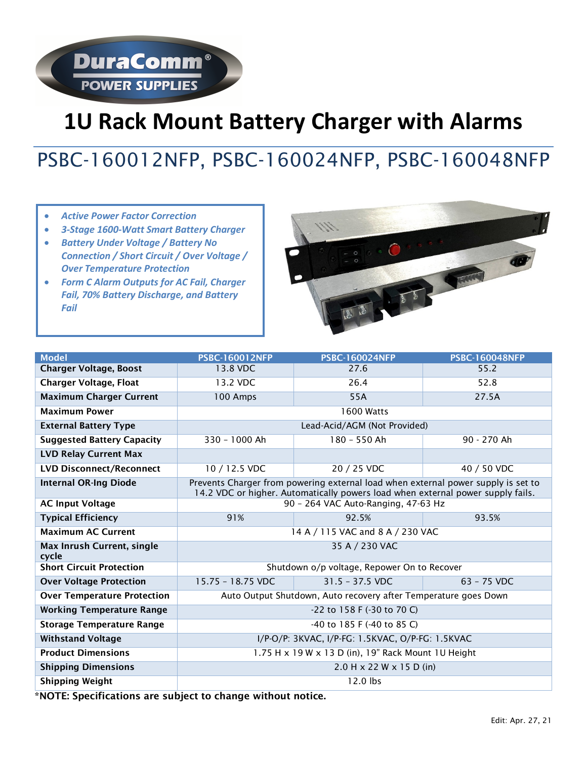# 1U Rack Mount Battery Charger with Alarms

## PSBC-160012NFP, PSBC-160024NFP, PSBC-160048NFP

- *Active Power Factor Correction*
- *3-Stage 1600-Watt Smart Battery Charger*
- *Battery Under Voltage / Battery No Connection / Short Circuit / Over Voltage / Over Temperature Protection*
- *Form C Alarm Outputs for AC Fail, Charger Fail, 70% Battery Discharge, and Battery Fail*

| Model | PSBC-160012NFP | PSBC-160024NFP | PSBC-160048NFP |
|---|---|---|---|
| **Charger Voltage, Boost** | 13.8 VDC | 27.6 | 55.2 |
| **Charger Voltage, Float** | 13.2 VDC | 26.4 | 52.8 |
| **Maximum Charger Current** | 100 Amps | 55A | 27.5A |
| **Maximum Power** | 1600 Watts | | |
| **External Battery Type** | Lead-Acid/AGM (Not Provided) | | |
| **Suggested Battery Capacity** | 330 – 1000 Ah | 180 – 550 Ah | 90 - 270 Ah |
| **LVD Relay Current Max** | | | |
| **LVD Disconnect/Reconnect** | 10 / 12.5 VDC | 20 / 25 VDC | 40 / 50 VDC |
| **Internal OR-Ing Diode** | Prevents Charger from powering external load when external power supply is set to 14.2 VDC or higher. Automatically powers load when external power supply fails. | | |
| **AC Input Voltage** | 90 – 264 VAC Auto-Ranging, 47-63 Hz | | |
| **Typical Efficiency** | 91% | 92.5% | 93.5% |
| **Maximum AC Current** | 14 A / 115 VAC and 8 A / 230 VAC | | |
| **Max Inrush Current, single cycle** | 35 A / 230 VAC | | |
| **Short Circuit Protection** | Shutdown o/p voltage, Repower On to Recover | | |
| **Over Voltage Protection** | 15.75 – 18.75 VDC | 31.5 – 37.5 VDC | 63 – 75 VDC |
| **Over Temperature Protection** | Auto Output Shutdown, Auto recovery after Temperature goes Down | | |
| **Working Temperature Range** | -22 to 158 F (-30 to 70 C) | | |
| **Storage Temperature Range** | -40 to 185 F (-40 to 85 C) | | |
| **Withstand Voltage** | I/P-O/P: 3KVAC, I/P-FG: 1.5KVAC, O/P-FG: 1.5KVAC | | |
| **Product Dimensions** | 1.75 H x 19 W x 13 D (in), 19" Rack Mount 1U Height | | |
| **Shipping Dimensions** | 2.0 H x 22 W x 15 D (in) | | |
| **Shipping Weight** | 12.0 lbs | | |

**\*NOTE: Specifications are subject to change without notice.**

Edit: Apr. 27, 21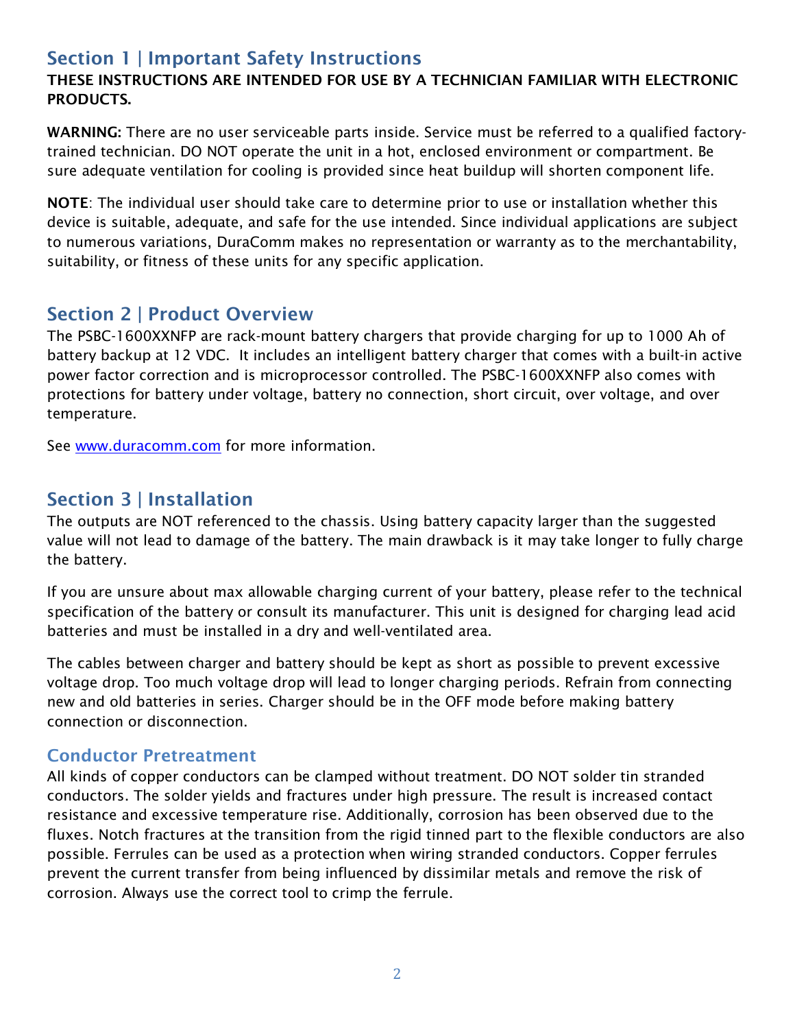## Section 1 | Important Safety Instructions

**THESE INSTRUCTIONS ARE INTENDED FOR USE BY A TECHNICIAN FAMILIAR WITH ELECTRONIC PRODUCTS.**

**WARNING:** There are no user serviceable parts inside. Service must be referred to a qualified factory-trained technician. DO NOT operate the unit in a hot, enclosed environment or compartment. Be sure adequate ventilation for cooling is provided since heat buildup will shorten component life.

**NOTE**: The individual user should take care to determine prior to use or installation whether this device is suitable, adequate, and safe for the use intended. Since individual applications are subject to numerous variations, DuraComm makes no representation or warranty as to the merchantability, suitability, or fitness of these units for any specific application.

## Section 2 | Product Overview

The PSBC-1600XXNFP are rack-mount battery chargers that provide charging for up to 1000 Ah of battery backup at 12 VDC. It includes an intelligent battery charger that comes with a built-in active power factor correction and is microprocessor controlled. The PSBC-1600XXNFP also comes with protections for battery under voltage, battery no connection, short circuit, over voltage, and over temperature.

See [www.duracomm.com](http://www.duracomm.com) for more information.

## Section 3 | Installation

The outputs are NOT referenced to the chassis. Using battery capacity larger than the suggested value will not lead to damage of the battery. The main drawback is it may take longer to fully charge the battery.

If you are unsure about max allowable charging current of your battery, please refer to the technical specification of the battery or consult its manufacturer. This unit is designed for charging lead acid batteries and must be installed in a dry and well-ventilated area.

The cables between charger and battery should be kept as short as possible to prevent excessive voltage drop. Too much voltage drop will lead to longer charging periods. Refrain from connecting new and old batteries in series. Charger should be in the OFF mode before making battery connection or disconnection.

### Conductor Pretreatment

All kinds of copper conductors can be clamped without treatment. DO NOT solder tin stranded conductors. The solder yields and fractures under high pressure. The result is increased contact resistance and excessive temperature rise. Additionally, corrosion has been observed due to the fluxes. Notch fractures at the transition from the rigid tinned part to the flexible conductors are also possible. Ferrules can be used as a protection when wiring stranded conductors. Copper ferrules prevent the current transfer from being influenced by dissimilar metals and remove the risk of corrosion. Always use the correct tool to crimp the ferrule.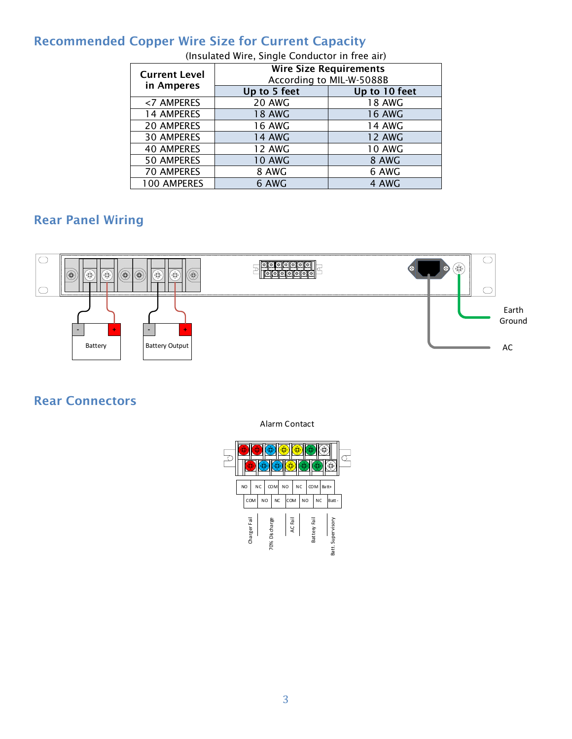## Recommended Copper Wire Size for Current Capacity

(Insulated Wire, Single Conductor in free air)

| Current Level in Amperes | Wire Size Requirements According to MIL-W-5088B | |
|---|---|---|
| | Up to 5 feet | Up to 10 feet |
| <7 AMPERES | 20 AWG | 18 AWG |
| 14 AMPERES | 18 AWG | 16 AWG |
| 20 AMPERES | 16 AWG | 14 AWG |
| 30 AMPERES | 14 AWG | 12 AWG |
| 40 AMPERES | 12 AWG | 10 AWG |
| 50 AMPERES | 10 AWG | 8 AWG |
| 70 AMPERES | 8 AWG | 6 AWG |
| 100 AMPERES | 6 AWG | 4 AWG |

## Rear Panel Wiring

Battery

Battery Output

Earth Ground

AC

## Rear Connectors

Alarm Contact

| NO | NC | COM | NO | NC | COM | Batt+ |
|---|---|---|---|---|---|---|

| COM | NO | NC | COM | NO | NC | Batt - |
|---|---|---|---|---|---|---|

Charger Fail, 70% Discharge, AC Fail, Battery Fail, Batt. Supervisory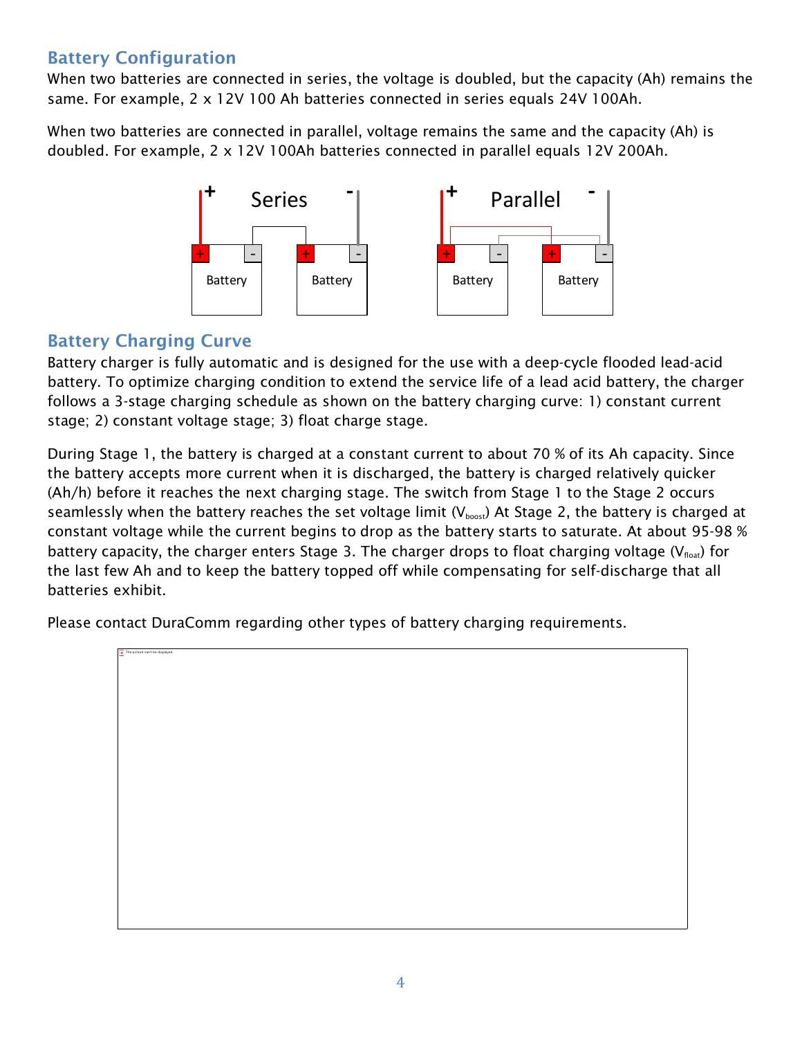## Battery Configuration

When two batteries are connected in series, the voltage is doubled, but the capacity (Ah) remains the same. For example, 2 x 12V 100 Ah batteries connected in series equals 24V 100Ah.

When two batteries are connected in parallel, voltage remains the same and the capacity (Ah) is doubled. For example, 2 x 12V 100Ah batteries connected in parallel equals 12V 200Ah.

## Battery Charging Curve

Battery charger is fully automatic and is designed for the use with a deep-cycle flooded lead-acid battery. To optimize charging condition to extend the service life of a lead acid battery, the charger follows a 3-stage charging schedule as shown on the battery charging curve: 1) constant current stage; 2) constant voltage stage; 3) float charge stage.

During Stage 1, the battery is charged at a constant current to about 70 % of its Ah capacity. Since the battery accepts more current when it is discharged, the battery is charged relatively quicker (Ah/h) before it reaches the next charging stage. The switch from Stage 1 to the Stage 2 occurs seamlessly when the battery reaches the set voltage limit ($V_{boost}$) At Stage 2, the battery is charged at constant voltage while the current begins to drop as the battery starts to saturate. At about 95-98 % battery capacity, the charger enters Stage 3. The charger drops to float charging voltage ($V_{float}$) for the last few Ah and to keep the battery topped off while compensating for self-discharge that all batteries exhibit.

Please contact DuraComm regarding other types of battery charging requirements.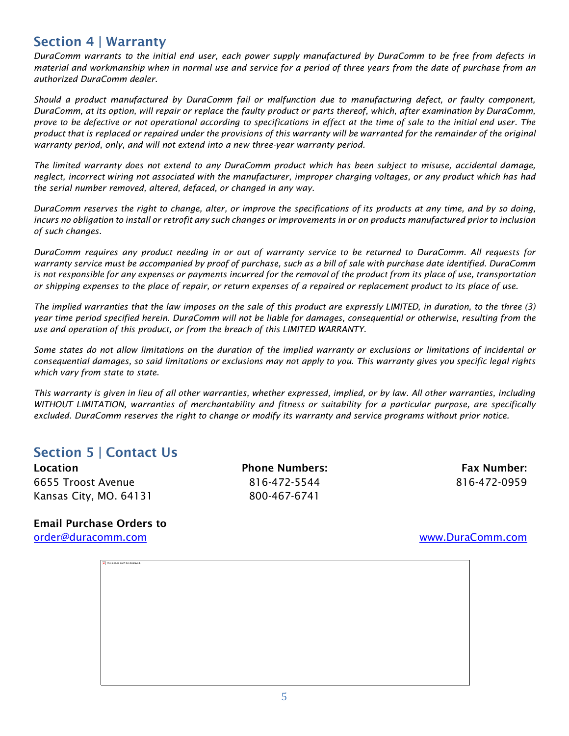## Section 4 | Warranty

*DuraComm warrants to the initial end user, each power supply manufactured by DuraComm to be free from defects in material and workmanship when in normal use and service for a period of three years from the date of purchase from an authorized DuraComm dealer.*

*Should a product manufactured by DuraComm fail or malfunction due to manufacturing defect, or faulty component, DuraComm, at its option, will repair or replace the faulty product or parts thereof, which, after examination by DuraComm, prove to be defective or not operational according to specifications in effect at the time of sale to the initial end user. The product that is replaced or repaired under the provisions of this warranty will be warranted for the remainder of the original warranty period, only, and will not extend into a new three-year warranty period.*

*The limited warranty does not extend to any DuraComm product which has been subject to misuse, accidental damage, neglect, incorrect wiring not associated with the manufacturer, improper charging voltages, or any product which has had the serial number removed, altered, defaced, or changed in any way.*

*DuraComm reserves the right to change, alter, or improve the specifications of its products at any time, and by so doing, incurs no obligation to install or retrofit any such changes or improvements in or on products manufactured prior to inclusion of such changes.*

*DuraComm requires any product needing in or out of warranty service to be returned to DuraComm. All requests for warranty service must be accompanied by proof of purchase, such as a bill of sale with purchase date identified. DuraComm is not responsible for any expenses or payments incurred for the removal of the product from its place of use, transportation or shipping expenses to the place of repair, or return expenses of a repaired or replacement product to its place of use.*

*The implied warranties that the law imposes on the sale of this product are expressly LIMITED, in duration, to the three (3) year time period specified herein. DuraComm will not be liable for damages, consequential or otherwise, resulting from the use and operation of this product, or from the breach of this LIMITED WARRANTY.*

*Some states do not allow limitations on the duration of the implied warranty or exclusions or limitations of incidental or consequential damages, so said limitations or exclusions may not apply to you. This warranty gives you specific legal rights which vary from state to state.*

*This warranty is given in lieu of all other warranties, whether expressed, implied, or by law. All other warranties, including WITHOUT LIMITATION, warranties of merchantability and fitness or suitability for a particular purpose, are specifically excluded. DuraComm reserves the right to change or modify its warranty and service programs without prior notice.*

## Section 5 | Contact Us

| Location | Phone Numbers: | Fax Number: |
|---|---|---|
| 6655 Troost Avenue | 816-472-5544 | 816-472-0959 |
| Kansas City, MO. 64131 | 800-467-6741 | |

**Email Purchase Orders to**

order@duracomm.com

www.DuraComm.com